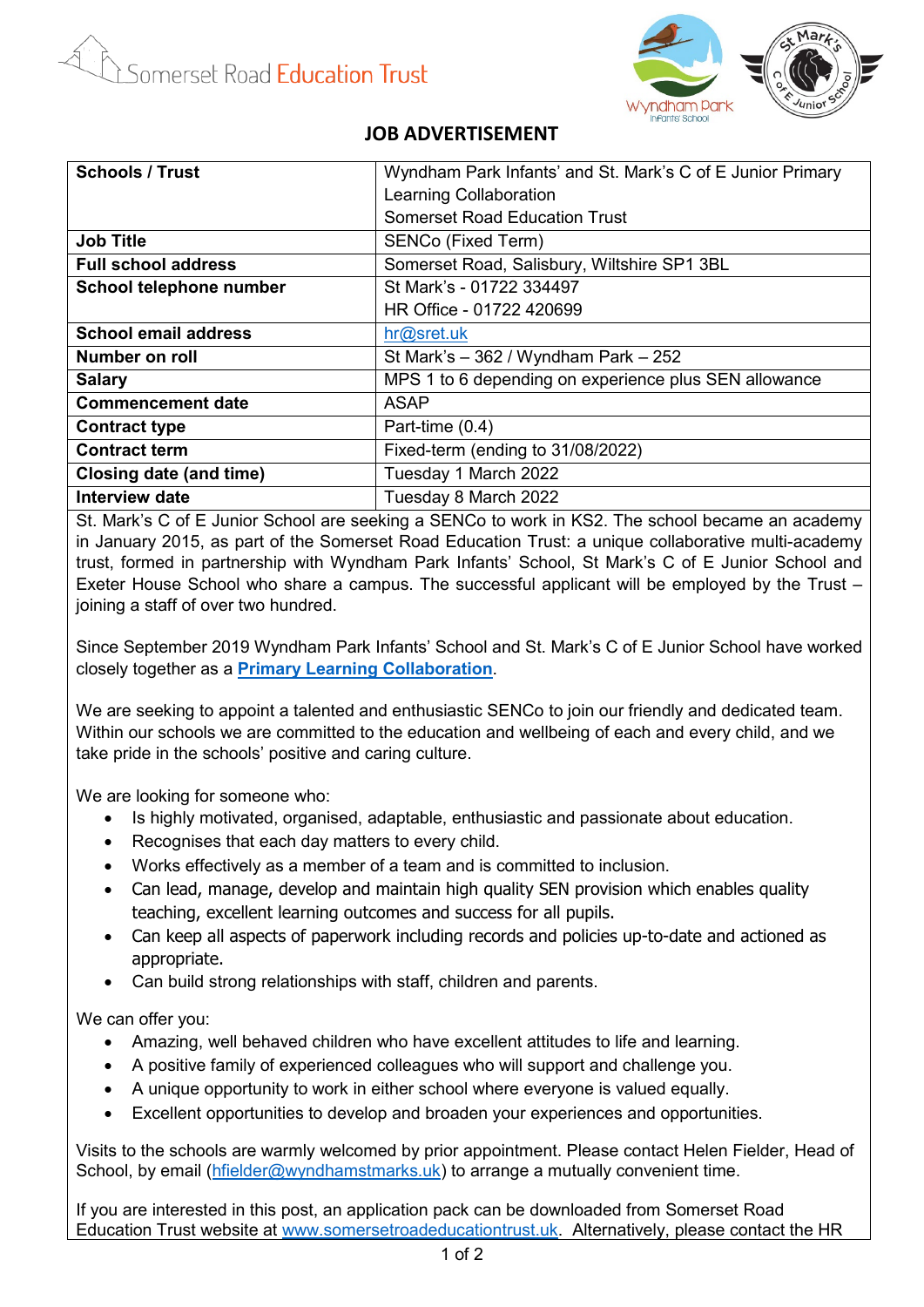Somerset Road Education Trust

# JOB ADVERTISEMENT

| | |
|---|---|
| **Schools / Trust** | Wyndham Park Infants' and St. Mark's C of E Junior Primary Learning Collaboration<br>Somerset Road Education Trust |
| **Job Title** | SENCo (Fixed Term) |
| **Full school address** | Somerset Road, Salisbury, Wiltshire SP1 3BL |
| **School telephone number** | St Mark's - 01722 334497<br>HR Office - 01722 420699 |
| **School email address** | hr@sret.uk |
| **Number on roll** | St Mark's – 362 / Wyndham Park – 252 |
| **Salary** | MPS 1 to 6 depending on experience plus SEN allowance |
| **Commencement date** | ASAP |
| **Contract type** | Part-time (0.4) |
| **Contract term** | Fixed-term (ending to 31/08/2022) |
| **Closing date (and time)** | Tuesday 1 March 2022 |
| **Interview date** | Tuesday 8 March 2022 |

St. Mark's C of E Junior School are seeking a SENCo to work in KS2. The school became an academy in January 2015, as part of the Somerset Road Education Trust: a unique collaborative multi-academy trust, formed in partnership with Wyndham Park Infants' School, St Mark's C of E Junior School and Exeter House School who share a campus. The successful applicant will be employed by the Trust – joining a staff of over two hundred.

Since September 2019 Wyndham Park Infants' School and St. Mark's C of E Junior School have worked closely together as a **Primary Learning Collaboration**.

We are seeking to appoint a talented and enthusiastic SENCo to join our friendly and dedicated team. Within our schools we are committed to the education and wellbeing of each and every child, and we take pride in the schools' positive and caring culture.

We are looking for someone who:

- Is highly motivated, organised, adaptable, enthusiastic and passionate about education.
- Recognises that each day matters to every child.
- Works effectively as a member of a team and is committed to inclusion.
- Can lead, manage, develop and maintain high quality SEN provision which enables quality teaching, excellent learning outcomes and success for all pupils.
- Can keep all aspects of paperwork including records and policies up-to-date and actioned as appropriate.
- Can build strong relationships with staff, children and parents.

We can offer you:

- Amazing, well behaved children who have excellent attitudes to life and learning.
- A positive family of experienced colleagues who will support and challenge you.
- A unique opportunity to work in either school where everyone is valued equally.
- Excellent opportunities to develop and broaden your experiences and opportunities.

Visits to the schools are warmly welcomed by prior appointment. Please contact Helen Fielder, Head of School, by email (hfielder@wyndhamstmarks.uk) to arrange a mutually convenient time.

If you are interested in this post, an application pack can be downloaded from Somerset Road Education Trust website at www.somersetroadeducationtrust.uk. Alternatively, please contact the HR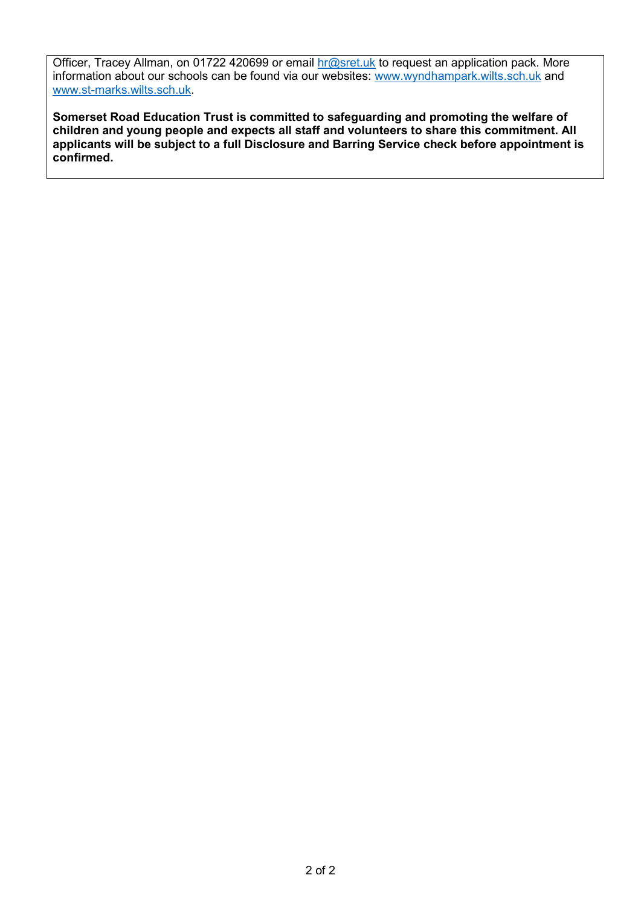Officer, Tracey Allman, on 01722 420699 or email hr@sret.uk to request an application pack. More information about our schools can be found via our websites: www.wyndhampark.wilts.sch.uk and www.st-marks.wilts.sch.uk.

**Somerset Road Education Trust is committed to safeguarding and promoting the welfare of children and young people and expects all staff and volunteers to share this commitment. All applicants will be subject to a full Disclosure and Barring Service check before appointment is confirmed.**